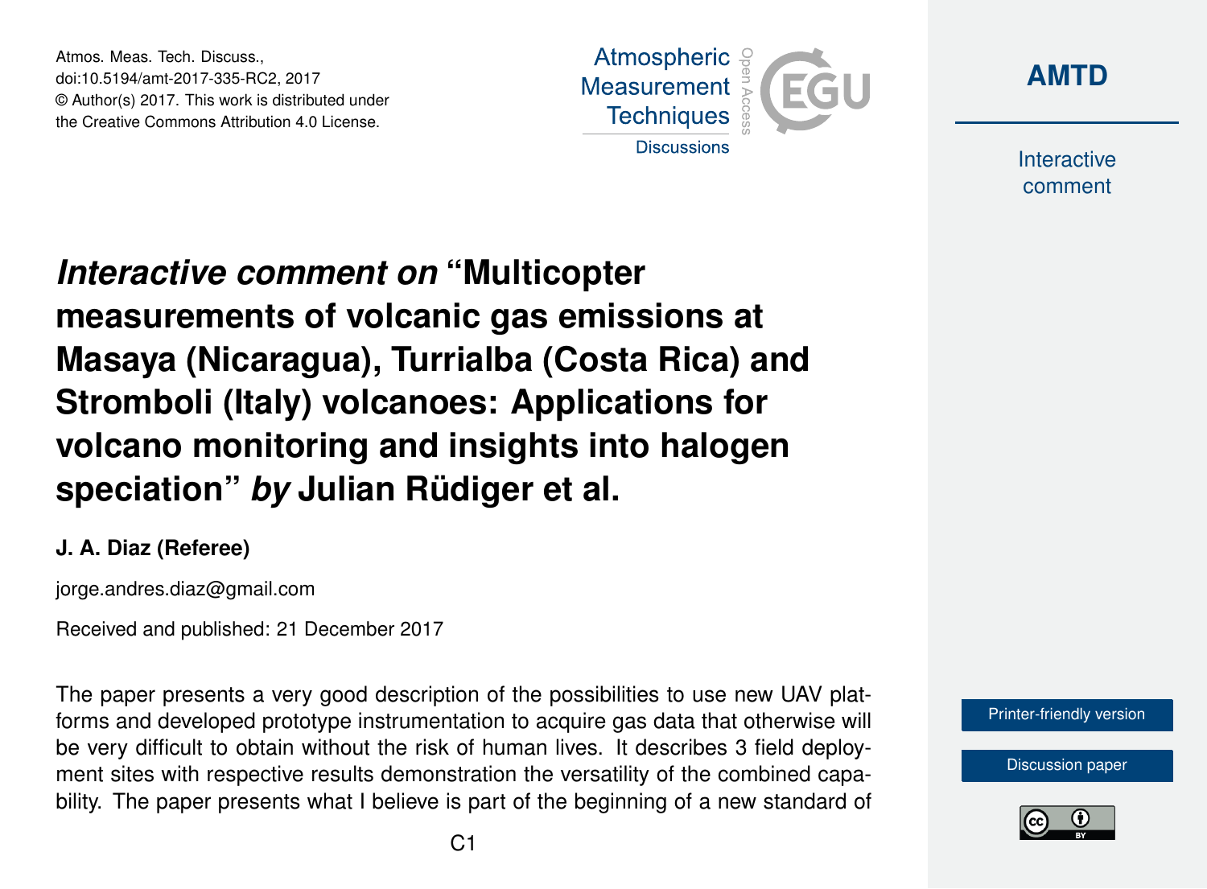# *Interactive comment on* "Multicopter measurements of volcanic gas emissions at Masaya (Nicaragua), Turrialba (Costa Rica) and Stromboli (Italy) volcanoes: Applications for volcano monitoring and insights into halogen speciation" *by* Julian Rüdiger et al.

**J. A. Diaz (Referee)**

jorge.andres.diaz@gmail.com

Received and published: 21 December 2017

The paper presents a very good description of the possibilities to use new UAV platforms and developed prototype instrumentation to acquire gas data that otherwise will be very difficult to obtain without the risk of human lives. It describes 3 field deployment sites with respective results demonstration the versatility of the combined capability. The paper presents what I believe is part of the beginning of a new standard of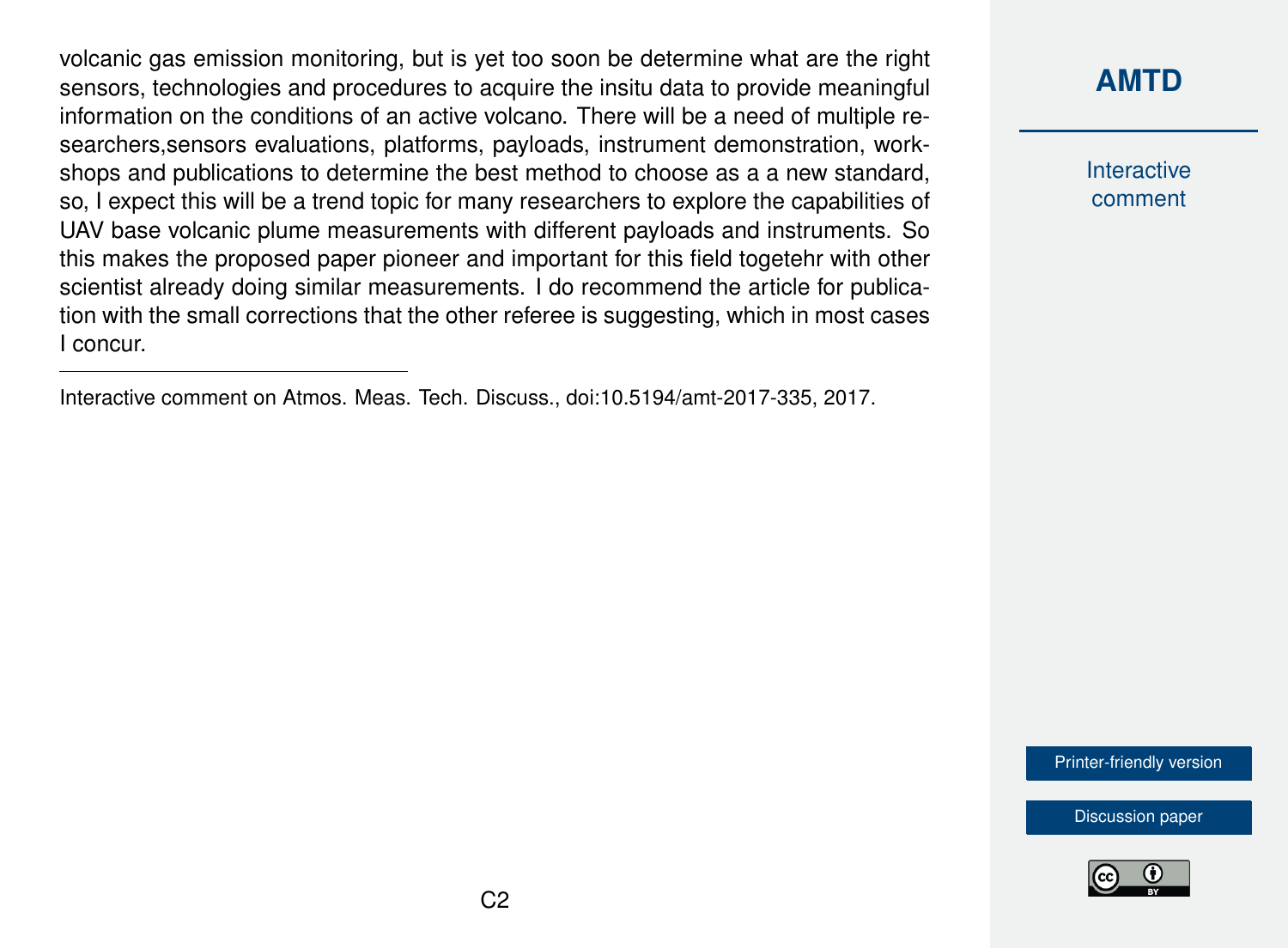volcanic gas emission monitoring, but is yet too soon be determine what are the right sensors, technologies and procedures to acquire the insitu data to provide meaningful information on the conditions of an active volcano. There will be a need of multiple researchers,sensors evaluations, platforms, payloads, instrument demonstration, workshops and publications to determine the best method to choose as a a new standard, so, I expect this will be a trend topic for many researchers to explore the capabilities of UAV base volcanic plume measurements with different payloads and instruments. So this makes the proposed paper pioneer and important for this field togetehr with other scientist already doing similar measurements. I do recommend the article for publication with the small corrections that the other referee is suggesting, which in most cases I concur.

---

Interactive comment on Atmos. Meas. Tech. Discuss., doi:10.5194/amt-2017-335, 2017.